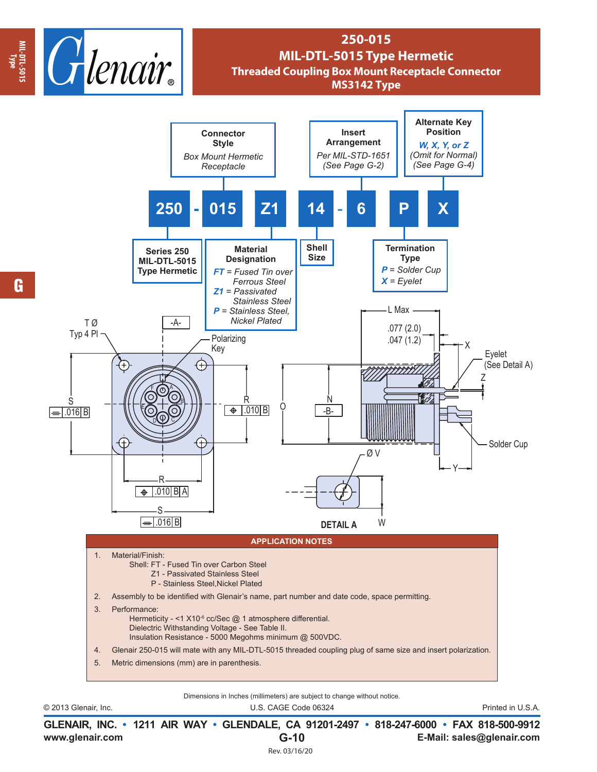# 250-015
## MIL-DTL-5015 Type Hermetic
### Threaded Coupling Box Mount Receptacle Connector
### MS3142 Type

**250 - 015 Z1 14 - 6 P X**

- **Series 250** MIL-DTL-5015 Type Hermetic (250)
- **Connector Style** — Box Mount Hermetic Receptacle (015)
- **Material Designation** (Z1)
  - *FT* = Fused Tin over Ferrous Steel
  - *Z1* = Passivated Stainless Steel
  - *P* = Stainless Steel, Nickel Plated
- **Shell Size** (14)
- **Insert Arrangement** — Per MIL-STD-1651 (See Page G-2) (6)
- **Termination Type** (P)
  - *P* = Solder Cup
  - *X* = Eyelet
- **Alternate Key Position** — *W, X, Y, or Z* (Omit for Normal) (See Page G-4) (X)

T Ø Typ 4 Pl; Polarizing Key; -A-; -B-; S ⌯ .016 B; R ⌖ .010 B; R ⌖ .010 B A; S ⌯ .016 B; O; N; L Max; .077 (2.0); .047 (1.2); X; Z; Y; Eyelet (See Detail A); Solder Cup; Ø V; W; DETAIL A

## APPLICATION NOTES

1. Material/Finish:
   Shell: FT - Fused Tin over Carbon Steel
   Z1 - Passivated Stainless Steel
   P - Stainless Steel,Nickel Plated
2. Assembly to be identified with Glenair's name, part number and date code, space permitting.
3. Performance:
   Hermeticity - <1 X$10^{-6}$ cc/Sec @ 1 atmosphere differential.
   Dielectric Withstanding Voltage - See Table II.
   Insulation Resistance - 5000 Megohms minimum @ 500VDC.
4. Glenair 250-015 will mate with any MIL-DTL-5015 threaded coupling plug of same size and insert polarization.
5. Metric dimensions (mm) are in parenthesis.

Dimensions in Inches (millimeters) are subject to change without notice.

© 2013 Glenair, Inc. U.S. CAGE Code 06324 Printed in U.S.A.

**GLENAIR, INC. • 1211 AIR WAY • GLENDALE, CA 91201-2497 • 818-247-6000 • FAX 818-500-9912**
**www.glenair.com** **E-Mail: sales@glenair.com**

Rev. 03/16/20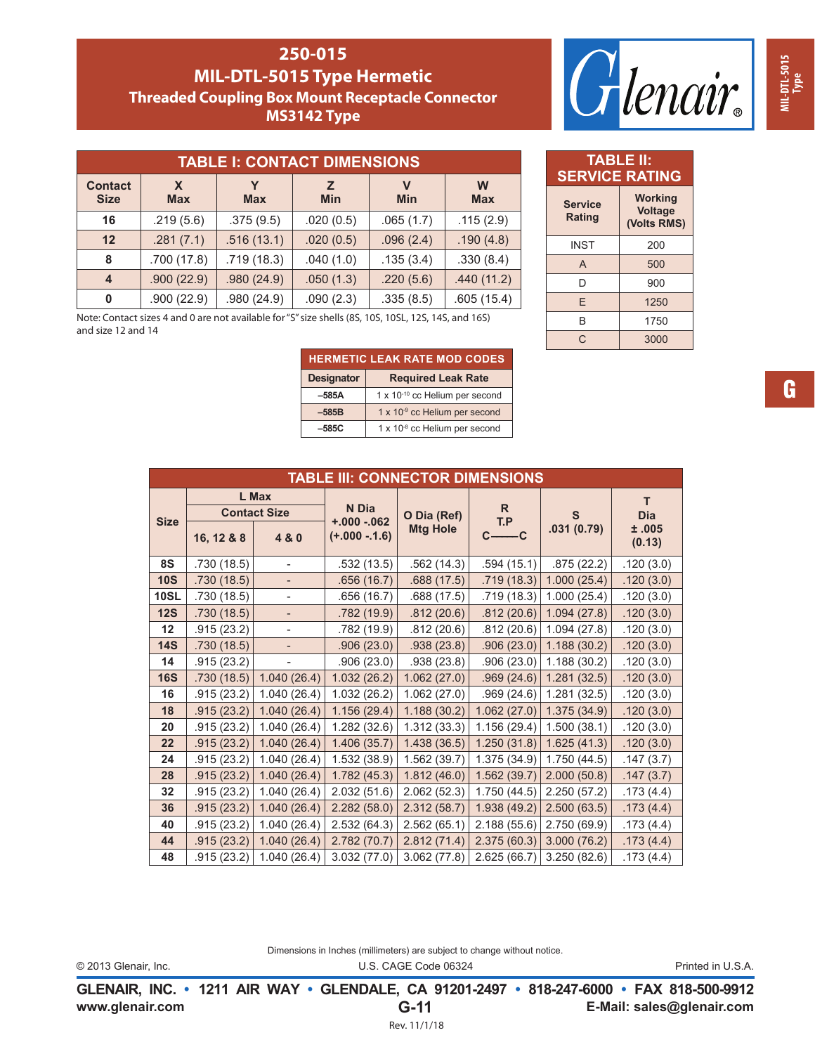# 250-015
## MIL-DTL-5015 Type Hermetic
### Threaded Coupling Box Mount Receptacle Connector
### MS3142 Type

**TABLE I: CONTACT DIMENSIONS**

| Contact Size | X Max | Y Max | Z Min | V Min | W Max |
|---|---|---|---|---|---|
| 16 | .219 (5.6) | .375 (9.5) | .020 (0.5) | .065 (1.7) | .115 (2.9) |
| 12 | .281 (7.1) | .516 (13.1) | .020 (0.5) | .096 (2.4) | .190 (4.8) |
| 8 | .700 (17.8) | .719 (18.3) | .040 (1.0) | .135 (3.4) | .330 (8.4) |
| 4 | .900 (22.9) | .980 (24.9) | .050 (1.3) | .220 (5.6) | .440 (11.2) |
| 0 | .900 (22.9) | .980 (24.9) | .090 (2.3) | .335 (8.5) | .605 (15.4) |

Note: Contact sizes 4 and 0 are not available for "S" size shells (8S, 10S, 10SL, 12S, 14S, and 16S) and size 12 and 14

**TABLE II: SERVICE RATING**

| Service Rating | Working Voltage (Volts RMS) |
|---|---|
| INST | 200 |
| A | 500 |
| D | 900 |
| E | 1250 |
| B | 1750 |
| C | 3000 |

**HERMETIC LEAK RATE MOD CODES**

| Designator | Required Leak Rate |
|---|---|
| –585A | 1 x $10^{-10}$ cc Helium per second |
| –585B | 1 x $10^{-9}$ cc Helium per second |
| –585C | 1 x $10^{-8}$ cc Helium per second |

**TABLE III: CONNECTOR DIMENSIONS**

| Size | L Max Contact Size 16, 12 & 8 | L Max Contact Size 4 & 0 | N Dia +.000 -.062 (+.000 -1.6) | O Dia (Ref) Mtg Hole | R T.P C——C | S .031 (0.79) | T Dia ± .005 (0.13) |
|---|---|---|---|---|---|---|---|
| 8S | .730 (18.5) | - | .532 (13.5) | .562 (14.3) | .594 (15.1) | .875 (22.2) | .120 (3.0) |
| 10S | .730 (18.5) | - | .656 (16.7) | .688 (17.5) | .719 (18.3) | 1.000 (25.4) | .120 (3.0) |
| 10SL | .730 (18.5) | - | .656 (16.7) | .688 (17.5) | .719 (18.3) | 1.000 (25.4) | .120 (3.0) |
| 12S | .730 (18.5) | - | .782 (19.9) | .812 (20.6) | .812 (20.6) | 1.094 (27.8) | .120 (3.0) |
| 12 | .915 (23.2) | - | .782 (19.9) | .812 (20.6) | .812 (20.6) | 1.094 (27.8) | .120 (3.0) |
| 14S | .730 (18.5) | - | .906 (23.0) | .938 (23.8) | .906 (23.0) | 1.188 (30.2) | .120 (3.0) |
| 14 | .915 (23.2) | - | .906 (23.0) | .938 (23.8) | .906 (23.0) | 1.188 (30.2) | .120 (3.0) |
| 16S | .730 (18.5) | 1.040 (26.4) | 1.032 (26.2) | 1.062 (27.0) | .969 (24.6) | 1.281 (32.5) | .120 (3.0) |
| 16 | .915 (23.2) | 1.040 (26.4) | 1.032 (26.2) | 1.062 (27.0) | .969 (24.6) | 1.281 (32.5) | .120 (3.0) |
| 18 | .915 (23.2) | 1.040 (26.4) | 1.156 (29.4) | 1.188 (30.2) | 1.062 (27.0) | 1.375 (34.9) | .120 (3.0) |
| 20 | .915 (23.2) | 1.040 (26.4) | 1.282 (32.6) | 1.312 (33.3) | 1.156 (29.4) | 1.500 (38.1) | .120 (3.0) |
| 22 | .915 (23.2) | 1.040 (26.4) | 1.406 (35.7) | 1.438 (36.5) | 1.250 (31.8) | 1.625 (41.3) | .120 (3.0) |
| 24 | .915 (23.2) | 1.040 (26.4) | 1.532 (38.9) | 1.562 (39.7) | 1.375 (34.9) | 1.750 (44.5) | .147 (3.7) |
| 28 | .915 (23.2) | 1.040 (26.4) | 1.782 (45.3) | 1.812 (46.0) | 1.562 (39.7) | 2.000 (50.8) | .147 (3.7) |
| 32 | .915 (23.2) | 1.040 (26.4) | 2.032 (51.6) | 2.062 (52.3) | 1.750 (44.5) | 2.250 (57.2) | .173 (4.4) |
| 36 | .915 (23.2) | 1.040 (26.4) | 2.282 (58.0) | 2.312 (58.7) | 1.938 (49.2) | 2.500 (63.5) | .173 (4.4) |
| 40 | .915 (23.2) | 1.040 (26.4) | 2.532 (64.3) | 2.562 (65.1) | 2.188 (55.6) | 2.750 (69.9) | .173 (4.4) |
| 44 | .915 (23.2) | 1.040 (26.4) | 2.782 (70.7) | 2.812 (71.4) | 2.375 (60.3) | 3.000 (76.2) | .173 (4.4) |
| 48 | .915 (23.2) | 1.040 (26.4) | 3.032 (77.0) | 3.062 (77.8) | 2.625 (66.7) | 3.250 (82.6) | .173 (4.4) |

Dimensions in Inches (millimeters) are subject to change without notice.

© 2013 Glenair, Inc. U.S. CAGE Code 06324 Printed in U.S.A.

**GLENAIR, INC. • 1211 AIR WAY • GLENDALE, CA 91201-2497 • 818-247-6000 • FAX 818-500-9912**
**www.glenair.com** **E-Mail: sales@glenair.com**

Rev. 11/1/18